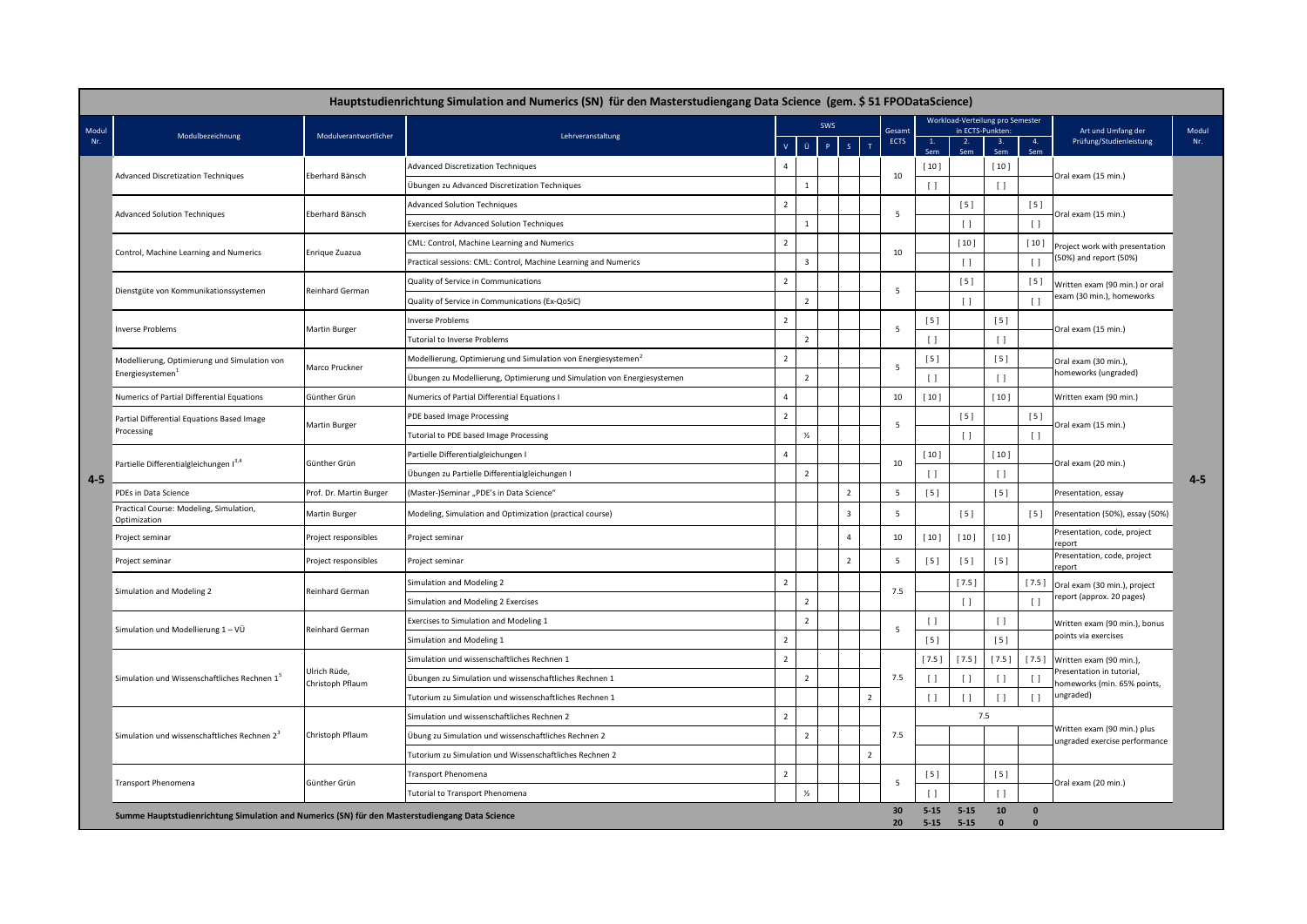# Hauptstudienrichtung Simulation and Numerics (SN) für den Masterstudiengang Data Science (gem. $ 51 FPODataScience)

| Modul Nr. | Modulbezeichnung | Modulverantwortlicher | Lehrveranstaltung | SWS V | SWS Ü | SWS P | SWS S | SWS T | Gesamt ECTS | Workload-Verteilung pro Semester in ECTS-Punkten: 1. Sem | 2. Sem | 3. Sem | 4. Sem | Art und Umfang der Prüfung/Studienleistung | Modul Nr. |
|---|---|---|---|---|---|---|---|---|---|---|---|---|---|---|---|
| 4-5 | Advanced Discretization Techniques | Eberhard Bänsch | Advanced Discretization Techniques | 4 | | | | | 10 | [ 10 ] | | [ 10 ] | | Oral exam (15 min.) | 4-5 |
| | | | Übungen zu Advanced Discretization Techniques | | 1 | | | | | [ ] | | [ ] | | | |
| | Advanced Solution Techniques | Eberhard Bänsch | Advanced Solution Techniques | 2 | | | | | 5 | | [ 5 ] | | [ 5 ] | Oral exam (15 min.) | |
| | | | Exercises for Advanced Solution Techniques | | 1 | | | | | | [ ] | | [ ] | | |
| | Control, Machine Learning and Numerics | Enrique Zuazua | CML: Control, Machine Learning and Numerics | 2 | | | | | 10 | | [ 10 ] | | [ 10 ] | Project work with presentation (50%) and report (50%) | |
| | | | Practical sessions: CML: Control, Machine Learning and Numerics | | 3 | | | | | | [ ] | | [ ] | | |
| | Dienstgüte von Kommunikationssystemen | Reinhard German | Quality of Service in Communications | 2 | | | | | 5 | | [ 5 ] | | [ 5 ] | Written exam (90 min.) or oral exam (30 min.), homeworks | |
| | | | Quality of Service in Communications (Ex-QoSiC) | | 2 | | | | | | [ ] | | [ ] | | |
| | Inverse Problems | Martin Burger | Inverse Problems | 2 | | | | | 5 | [ 5 ] | | [ 5 ] | | Oral exam (15 min.) | |
| | | | Tutorial to Inverse Problems | | 2 | | | | | [ ] | | [ ] | | | |
| | Modellierung, Optimierung und Simulation von Energiesystemen[1] | Marco Pruckner | Modellierung, Optimierung und Simulation von Energiesystemen[2] | 2 | | | | | 5 | [ 5 ] | | [ 5 ] | | Oral exam (30 min.), homeworks (ungraded) | |
| | | | Übungen zu Modellierung, Optimierung und Simulation von Energiesystemen | | 2 | | | | | [ ] | | [ ] | | | |
| | Numerics of Partial Differential Equations | Günther Grün | Numerics of Partial Differential Equations I | 4 | | | | | 10 | [ 10 ] | | [ 10 ] | | Written exam (90 min.) | |
| | Partial Differential Equations Based Image Processing | Martin Burger | PDE based Image Processing | 2 | | | | | 5 | | [ 5 ] | | [ 5 ] | Oral exam (15 min.) | |
| | | | Tutorial to PDE based Image Processing | | ½ | | | | | | [ ] | | [ ] | | |
| | Partielle Differentialgleichungen I[3,4] | Günther Grün | Partielle Differentialgleichungen I | 4 | | | | | 10 | [ 10 ] | | [ 10 ] | | Oral exam (20 min.) | |
| | | | Übungen zu Partielle Differentialgleichungen I | | 2 | | | | | [ ] | | [ ] | | | |
| | PDEs in Data Science | Prof. Dr. Martin Burger | (Master-)Seminar „PDE's in Data Science" | | | | 2 | | 5 | [ 5 ] | | [ 5 ] | | Presentation, essay | |
| | Practical Course: Modeling, Simulation, Optimization | Martin Burger | Modeling, Simulation and Optimization (practical course) | | | | 3 | | 5 | | [ 5 ] | | [ 5 ] | Presentation (50%), essay (50%) | |
| | Project seminar | Project responsibles | Project seminar | | | | 4 | | 10 | [ 10 ] | [ 10 ] | [ 10 ] | | Presentation, code, project report | |
| | Project seminar | Project responsibles | Project seminar | | | | 2 | | 5 | [ 5 ] | [ 5 ] | [ 5 ] | | Presentation, code, project report | |
| | Simulation and Modeling 2 | Reinhard German | Simulation and Modeling 2 | 2 | | | | | 7.5 | | [ 7.5 ] | | [ 7.5 ] | Oral exam (30 min.), project report (approx. 20 pages) | |
| | | | Simulation and Modeling 2 Exercises | | 2 | | | | | | [ ] | | [ ] | | |
| | Simulation und Modellierung 1 – VÜ | Reinhard German | Exercises to Simulation and Modeling 1 | | 2 | | | | 5 | [ ] | | [ ] | | Written exam (90 min.), bonus points via exercises | |
| | | | Simulation and Modeling 1 | 2 | | | | | | [ 5 ] | | [ 5 ] | | | |
| | Simulation und Wissenschaftliches Rechnen 1[5] | Ulrich Rüde, Christoph Pflaum | Simulation und wissenschaftliches Rechnen 1 | 2 | | | | | 7.5 | [ 7.5 ] | [ 7.5 ] | [ 7.5 ] | [ 7.5 ] | Written exam (90 min.), Presentation in tutorial, homeworks (min. 65% points, ungraded) | |
| | | | Übungen zu Simulation und wissenschaftliches Rechnen 1 | | 2 | | | | | [ ] | [ ] | [ ] | [ ] | | |
| | | | Tutorium zu Simulation und wissenschaftliches Rechnen 1 | | | | | 2 | | [ ] | [ ] | [ ] | [ ] | | |
| | Simulation und wissenschaftliches Rechnen 2[3] | Christoph Pflaum | Simulation und wissenschaftliches Rechnen 2 | 2 | | | | | 7.5 | 7.5 | | | | Written exam (90 min.) plus ungraded exercise performance | |
| | | | Übung zu Simulation und wissenschaftliches Rechnen 2 | | 2 | | | | | | | | | | |
| | | | Tutorium zu Simulation und Wissenschaftliches Rechnen 2 | | | | | 2 | | | | | | | |
| | Transport Phenomena | Günther Grün | Transport Phenomena | 2 | | | | | 5 | [ 5 ] | | [ 5 ] | | Oral exam (20 min.) | |
| | | | Tutorial to Transport Phenomena | | ½ | | | | | [ ] | | [ ] | | | |
| | **Summe Hauptstudienrichtung Simulation and Numerics (SN) für den Masterstudiengang Data Science** | | | | | | | | **30** / **20** | **5-15** / **5-15** | **5-15** / **5-15** | **10** / **0** | **0** / **0** | | |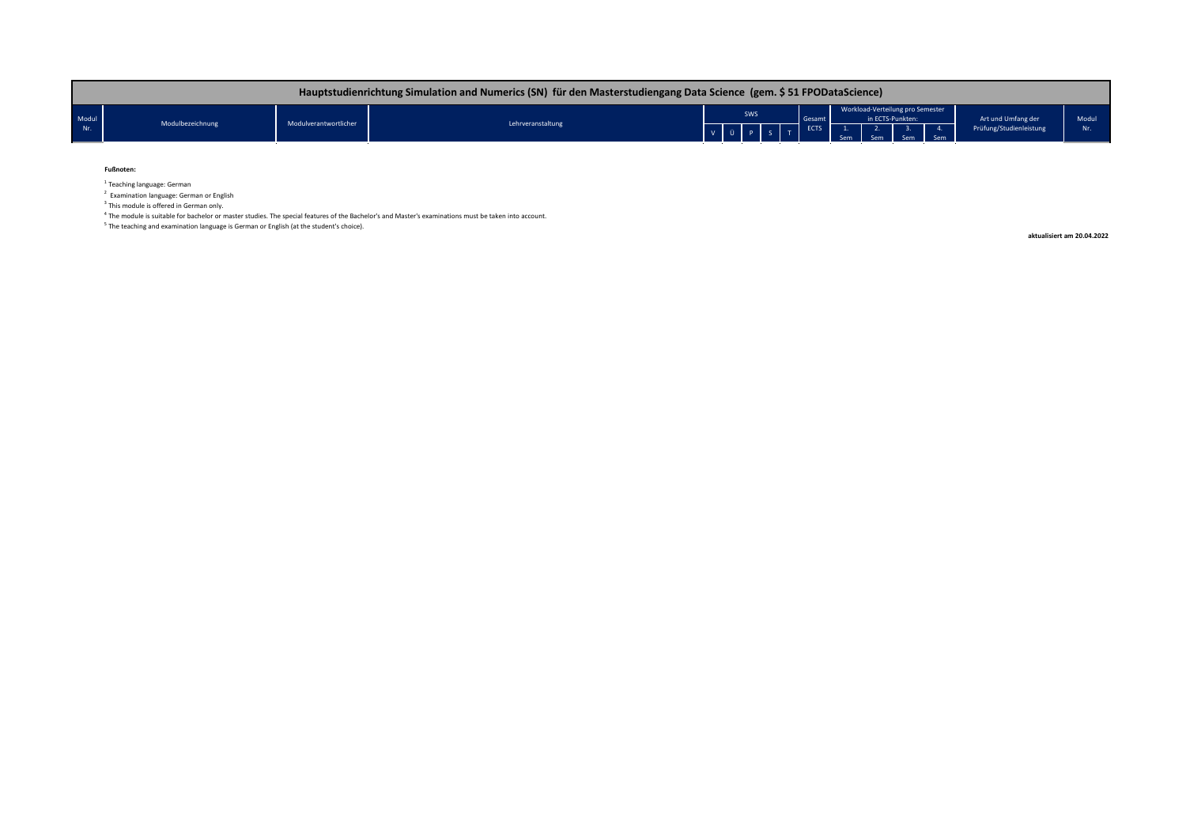| Hauptstudienrichtung Simulation and Numerics (SN) für den Masterstudiengang Data Science (gem. § 51 FPODataScience) | | | | | | | | | | | | | | | |
|---|---|---|---|---|---|---|---|---|---|---|---|---|---|---|---|
| Modul Nr. | Modulbezeichnung | Modulverantwortlicher | Lehrveranstaltung | SWS | | | | | Gesamt ECTS | Workload-Verteilung pro Semester in ECTS-Punkten: | | | | Art und Umfang der Prüfung/Studienleistung | Modul Nr. |
| | | | | V | Ü | P | S | T | | 1. Sem | 2. Sem | 3. Sem | 4. Sem | | |

**Fußnoten:**

[1] Teaching language: German

[2] Examination language: German or English

[3] This module is offered in German only.

[4] The module is suitable for bachelor or master studies. The special features of the Bachelor's and Master's examinations must be taken into account.

[5] The teaching and examination language is German or English (at the student's choice).

**aktualisiert am 20.04.2022**